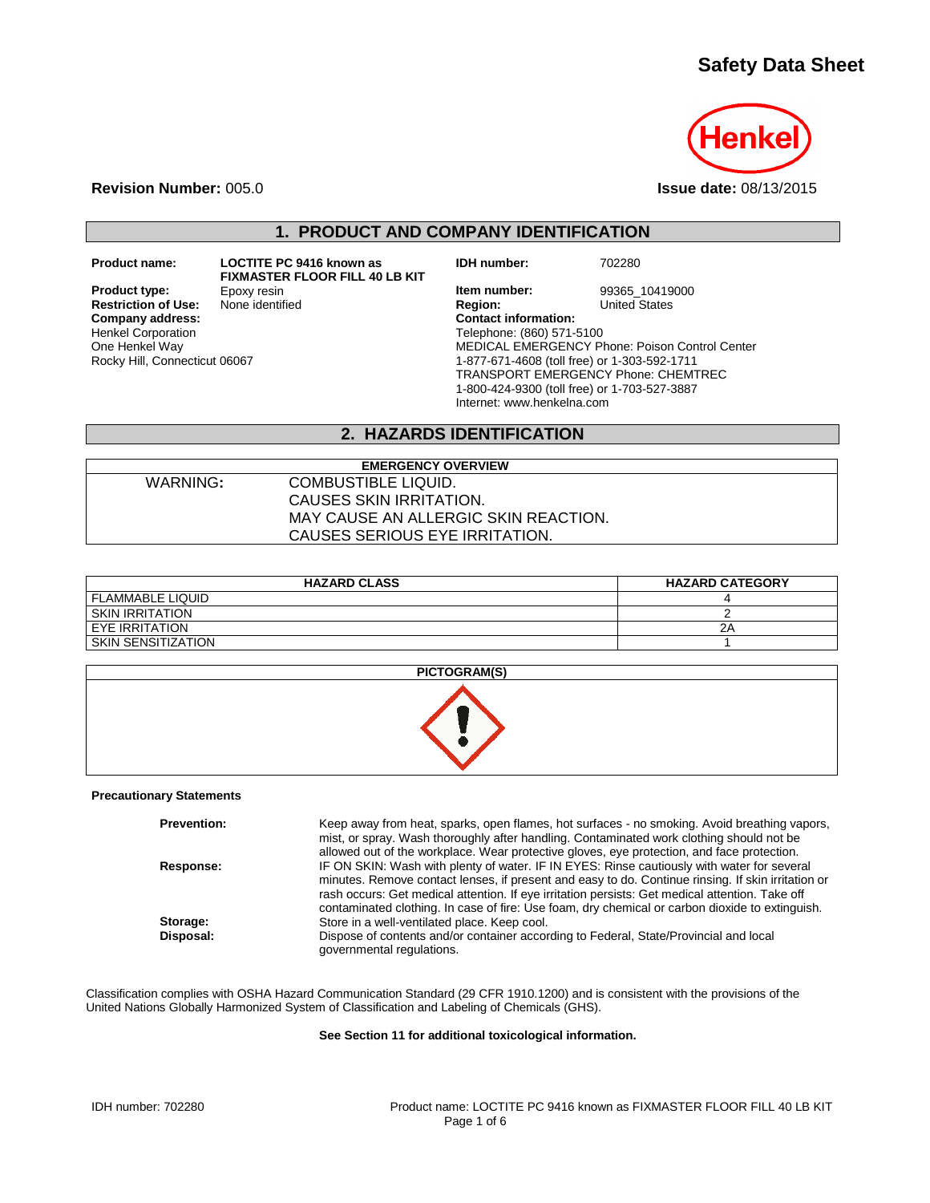# Safety Data Sheet

**Revision Number:** 005.0

**Issue date:** 08/13/2015

## 1. PRODUCT AND COMPANY IDENTIFICATION

**Product name:** LOCTITE PC 9416 known as FIXMASTER FLOOR FILL 40 LB KIT

**Product type:** Epoxy resin

**Restriction of Use:** None identified

**Company address:**
Henkel Corporation
One Henkel Way
Rocky Hill, Connecticut 06067

**IDH number:** 702280

**Item number:** 99365_10419000

**Region:** United States

**Contact information:**
Telephone: (860) 571-5100
MEDICAL EMERGENCY Phone: Poison Control Center
1-877-671-4608 (toll free) or 1-303-592-1711
TRANSPORT EMERGENCY Phone: CHEMTREC
1-800-424-9300 (toll free) or 1-703-527-3887
Internet: www.henkelna.com

## 2. HAZARDS IDENTIFICATION

| EMERGENCY OVERVIEW | |
|---|---|
| WARNING: | COMBUSTIBLE LIQUID.<br>CAUSES SKIN IRRITATION.<br>MAY CAUSE AN ALLERGIC SKIN REACTION.<br>CAUSES SERIOUS EYE IRRITATION. |

| HAZARD CLASS | HAZARD CATEGORY |
|---|---|
| FLAMMABLE LIQUID | 4 |
| SKIN IRRITATION | 2 |
| EYE IRRITATION | 2A |
| SKIN SENSITIZATION | 1 |

**PICTOGRAM(S)**

**Precautionary Statements**

**Prevention:** Keep away from heat, sparks, open flames, hot surfaces - no smoking. Avoid breathing vapors, mist, or spray. Wash thoroughly after handling. Contaminated work clothing should not be allowed out of the workplace. Wear protective gloves, eye protection, and face protection.

**Response:** IF ON SKIN: Wash with plenty of water. IF IN EYES: Rinse cautiously with water for several minutes. Remove contact lenses, if present and easy to do. Continue rinsing. If skin irritation or rash occurs: Get medical attention. If eye irritation persists: Get medical attention. Take off contaminated clothing. In case of fire: Use foam, dry chemical or carbon dioxide to extinguish.

**Storage:** Store in a well-ventilated place. Keep cool.

**Disposal:** Dispose of contents and/or container according to Federal, State/Provincial and local governmental regulations.

Classification complies with OSHA Hazard Communication Standard (29 CFR 1910.1200) and is consistent with the provisions of the United Nations Globally Harmonized System of Classification and Labeling of Chemicals (GHS).

**See Section 11 for additional toxicological information.**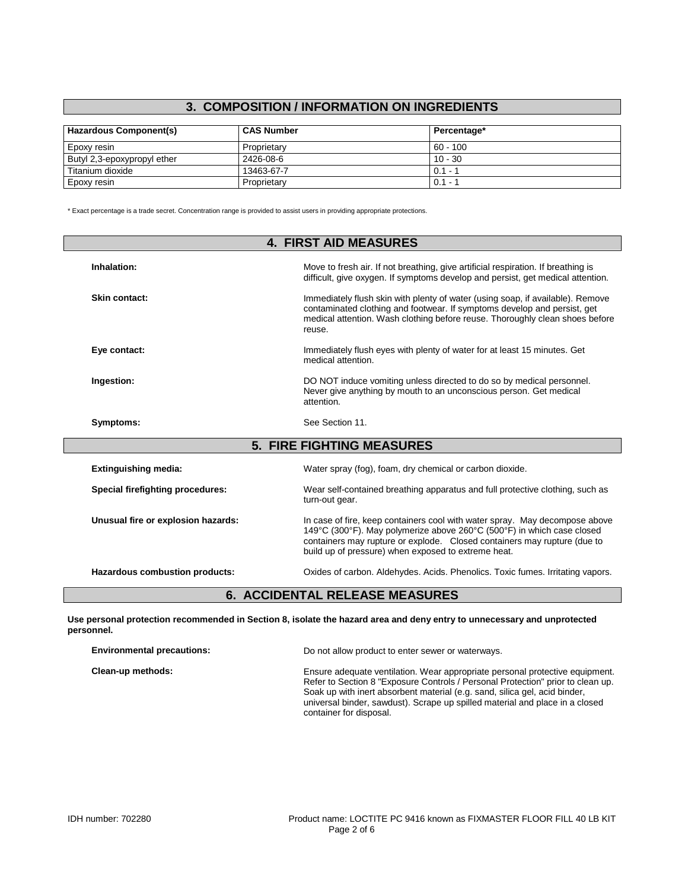## 3. COMPOSITION / INFORMATION ON INGREDIENTS

| Hazardous Component(s) | CAS Number | Percentage* |
|---|---|---|
| Epoxy resin | Proprietary | 60 - 100 |
| Butyl 2,3-epoxypropyl ether | 2426-08-6 | 10 - 30 |
| Titanium dioxide | 13463-67-7 | 0.1 - 1 |
| Epoxy resin | Proprietary | 0.1 - 1 |

* Exact percentage is a trade secret. Concentration range is provided to assist users in providing appropriate protections.

## 4. FIRST AID MEASURES

**Inhalation:** Move to fresh air. If not breathing, give artificial respiration. If breathing is difficult, give oxygen. If symptoms develop and persist, get medical attention.

**Skin contact:** Immediately flush skin with plenty of water (using soap, if available). Remove contaminated clothing and footwear. If symptoms develop and persist, get medical attention. Wash clothing before reuse. Thoroughly clean shoes before reuse.

**Eye contact:** Immediately flush eyes with plenty of water for at least 15 minutes. Get medical attention.

**Ingestion:** DO NOT induce vomiting unless directed to do so by medical personnel. Never give anything by mouth to an unconscious person. Get medical attention.

**Symptoms:** See Section 11.

## 5. FIRE FIGHTING MEASURES

**Extinguishing media:** Water spray (fog), foam, dry chemical or carbon dioxide.

**Special firefighting procedures:** Wear self-contained breathing apparatus and full protective clothing, such as turn-out gear.

**Unusual fire or explosion hazards:** In case of fire, keep containers cool with water spray. May decompose above 149°C (300°F). May polymerize above 260°C (500°F) in which case closed containers may rupture or explode. Closed containers may rupture (due to build up of pressure) when exposed to extreme heat.

**Hazardous combustion products:** Oxides of carbon. Aldehydes. Acids. Phenolics. Toxic fumes. Irritating vapors.

## 6. ACCIDENTAL RELEASE MEASURES

**Use personal protection recommended in Section 8, isolate the hazard area and deny entry to unnecessary and unprotected personnel.**

**Environmental precautions:** Do not allow product to enter sewer or waterways.

**Clean-up methods:** Ensure adequate ventilation. Wear appropriate personal protective equipment. Refer to Section 8 "Exposure Controls / Personal Protection" prior to clean up. Soak up with inert absorbent material (e.g. sand, silica gel, acid binder, universal binder, sawdust). Scrape up spilled material and place in a closed container for disposal.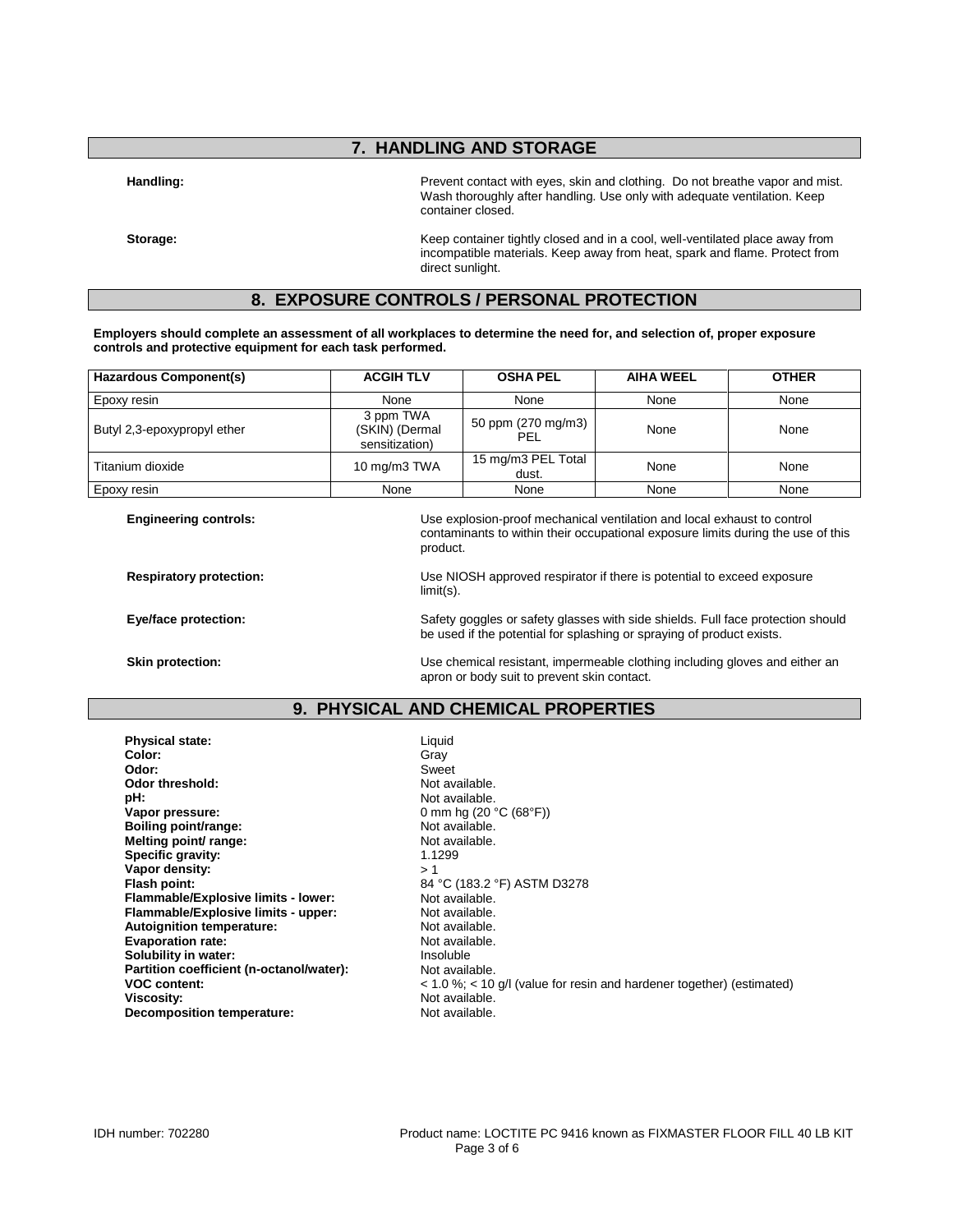## 7. HANDLING AND STORAGE

**Handling:** Prevent contact with eyes, skin and clothing. Do not breathe vapor and mist. Wash thoroughly after handling. Use only with adequate ventilation. Keep container closed.

**Storage:** Keep container tightly closed and in a cool, well-ventilated place away from incompatible materials. Keep away from heat, spark and flame. Protect from direct sunlight.

## 8. EXPOSURE CONTROLS / PERSONAL PROTECTION

**Employers should complete an assessment of all workplaces to determine the need for, and selection of, proper exposure controls and protective equipment for each task performed.**

| Hazardous Component(s) | ACGIH TLV | OSHA PEL | AIHA WEEL | OTHER |
| --- | --- | --- | --- | --- |
| Epoxy resin | None | None | None | None |
| Butyl 2,3-epoxypropyl ether | 3 ppm TWA (SKIN) (Dermal sensitization) | 50 ppm (270 mg/m3) PEL | None | None |
| Titanium dioxide | 10 mg/m3 TWA | 15 mg/m3 PEL Total dust. | None | None |
| Epoxy resin | None | None | None | None |

**Engineering controls:** Use explosion-proof mechanical ventilation and local exhaust to control contaminants to within their occupational exposure limits during the use of this product.

**Respiratory protection:** Use NIOSH approved respirator if there is potential to exceed exposure limit(s).

**Eye/face protection:** Safety goggles or safety glasses with side shields. Full face protection should be used if the potential for splashing or spraying of product exists.

**Skin protection:** Use chemical resistant, impermeable clothing including gloves and either an apron or body suit to prevent skin contact.

## 9. PHYSICAL AND CHEMICAL PROPERTIES

**Physical state:** Liquid
**Color:** Gray
**Odor:** Sweet
**Odor threshold:** Not available.
**pH:** Not available.
**Vapor pressure:** 0 mm hg (20 °C (68°F))
**Boiling point/range:** Not available.
**Melting point/ range:** Not available.
**Specific gravity:** 1.1299
**Vapor density:** > 1
**Flash point:** 84 °C (183.2 °F) ASTM D3278
**Flammable/Explosive limits - lower:** Not available.
**Flammable/Explosive limits - upper:** Not available.
**Autoignition temperature:** Not available.
**Evaporation rate:** Not available.
**Solubility in water:** Insoluble
**Partition coefficient (n-octanol/water):** Not available.
**VOC content:** < 1.0 %; < 10 g/l (value for resin and hardener together) (estimated)
**Viscosity:** Not available.
**Decomposition temperature:** Not available.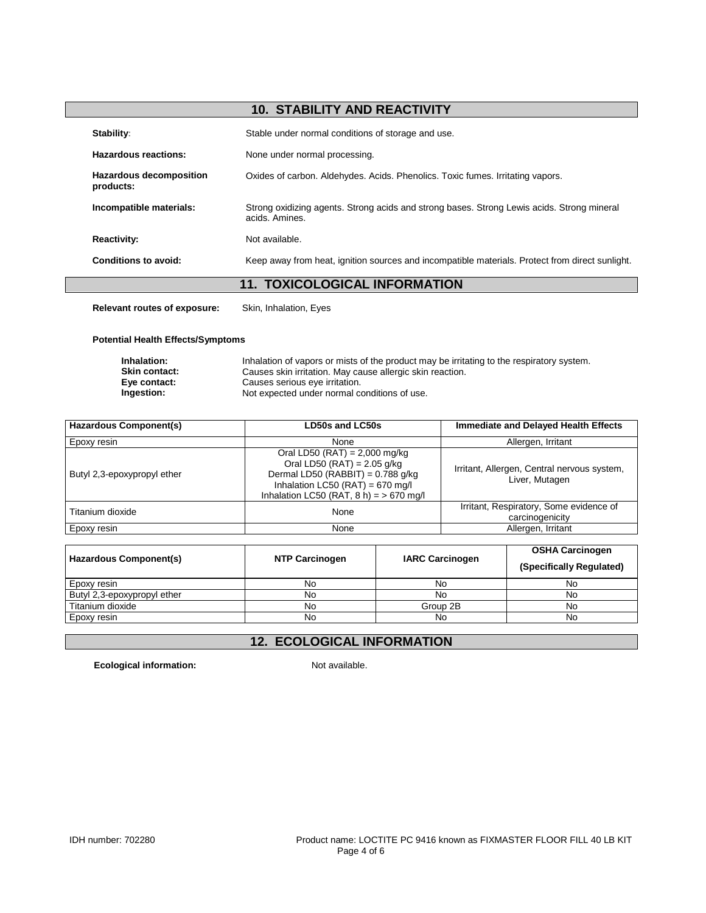## 10. STABILITY AND REACTIVITY

**Stability:** Stable under normal conditions of storage and use.

**Hazardous reactions:** None under normal processing.

**Hazardous decomposition products:** Oxides of carbon. Aldehydes. Acids. Phenolics. Toxic fumes. Irritating vapors.

**Incompatible materials:** Strong oxidizing agents. Strong acids and strong bases. Strong Lewis acids. Strong mineral acids. Amines.

**Reactivity:** Not available.

**Conditions to avoid:** Keep away from heat, ignition sources and incompatible materials. Protect from direct sunlight.

## 11. TOXICOLOGICAL INFORMATION

**Relevant routes of exposure:** Skin, Inhalation, Eyes

**Potential Health Effects/Symptoms**

**Inhalation:** Inhalation of vapors or mists of the product may be irritating to the respiratory system.
**Skin contact:** Causes skin irritation. May cause allergic skin reaction.
**Eye contact:** Causes serious eye irritation.
**Ingestion:** Not expected under normal conditions of use.

| Hazardous Component(s) | LD50s and LC50s | Immediate and Delayed Health Effects |
|---|---|---|
| Epoxy resin | None | Allergen, Irritant |
| Butyl 2,3-epoxypropyl ether | Oral LD50 (RAT) = 2,000 mg/kg<br>Oral LD50 (RAT) = 2.05 g/kg<br>Dermal LD50 (RABBIT) = 0.788 g/kg<br>Inhalation LC50 (RAT) = 670 mg/l<br>Inhalation LC50 (RAT, 8 h) = > 670 mg/l | Irritant, Allergen, Central nervous system, Liver, Mutagen |
| Titanium dioxide | None | Irritant, Respiratory, Some evidence of carcinogenicity |
| Epoxy resin | None | Allergen, Irritant |

| Hazardous Component(s) | NTP Carcinogen | IARC Carcinogen | OSHA Carcinogen (Specifically Regulated) |
|---|---|---|---|
| Epoxy resin | No | No | No |
| Butyl 2,3-epoxypropyl ether | No | No | No |
| Titanium dioxide | No | Group 2B | No |
| Epoxy resin | No | No | No |

## 12. ECOLOGICAL INFORMATION

**Ecological information:** Not available.

IDH number: 702280

Product name: LOCTITE PC 9416 known as FIXMASTER FLOOR FILL 40 LB KIT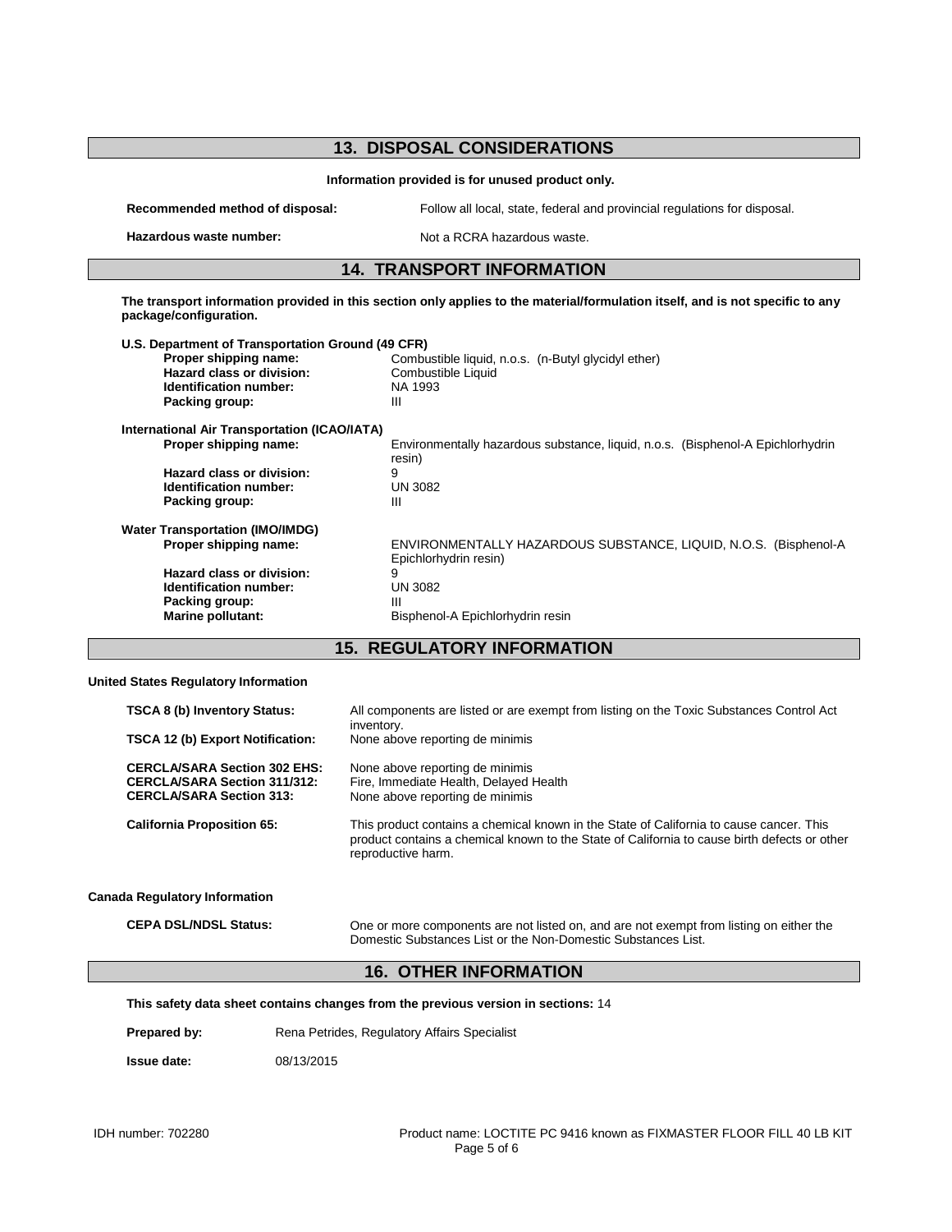## 13. DISPOSAL CONSIDERATIONS

**Information provided is for unused product only.**

| | |
|---|---|
| **Recommended method of disposal:** | Follow all local, state, federal and provincial regulations for disposal. |
| **Hazardous waste number:** | Not a RCRA hazardous waste. |

## 14. TRANSPORT INFORMATION

**The transport information provided in this section only applies to the material/formulation itself, and is not specific to any package/configuration.**

**U.S. Department of Transportation Ground (49 CFR)**

| | |
|---|---|
| **Proper shipping name:** | Combustible liquid, n.o.s. (n-Butyl glycidyl ether) |
| **Hazard class or division:** | Combustible Liquid |
| **Identification number:** | NA 1993 |
| **Packing group:** | III |

**International Air Transportation (ICAO/IATA)**

| | |
|---|---|
| **Proper shipping name:** | Environmentally hazardous substance, liquid, n.o.s. (Bisphenol-A Epichlorhydrin resin) |
| **Hazard class or division:** | 9 |
| **Identification number:** | UN 3082 |
| **Packing group:** | III |

**Water Transportation (IMO/IMDG)**

| | |
|---|---|
| **Proper shipping name:** | ENVIRONMENTALLY HAZARDOUS SUBSTANCE, LIQUID, N.O.S. (Bisphenol-A Epichlorhydrin resin) |
| **Hazard class or division:** | 9 |
| **Identification number:** | UN 3082 |
| **Packing group:** | III |
| **Marine pollutant:** | Bisphenol-A Epichlorhydrin resin |

## 15. REGULATORY INFORMATION

**United States Regulatory Information**

| | |
|---|---|
| **TSCA 8 (b) Inventory Status:** | All components are listed or are exempt from listing on the Toxic Substances Control Act inventory. |
| **TSCA 12 (b) Export Notification:** | None above reporting de minimis |
| **CERCLA/SARA Section 302 EHS:** | None above reporting de minimis |
| **CERCLA/SARA Section 311/312:** | Fire, Immediate Health, Delayed Health |
| **CERCLA/SARA Section 313:** | None above reporting de minimis |
| **California Proposition 65:** | This product contains a chemical known in the State of California to cause cancer. This product contains a chemical known to the State of California to cause birth defects or other reproductive harm. |

**Canada Regulatory Information**

| | |
|---|---|
| **CEPA DSL/NDSL Status:** | One or more components are not listed on, and are not exempt from listing on either the Domestic Substances List or the Non-Domestic Substances List. |

## 16. OTHER INFORMATION

**This safety data sheet contains changes from the previous version in sections:** 14

**Prepared by:** Rena Petrides, Regulatory Affairs Specialist

**Issue date:** 08/13/2015

IDH number: 702280 Product name: LOCTITE PC 9416 known as FIXMASTER FLOOR FILL 40 LB KIT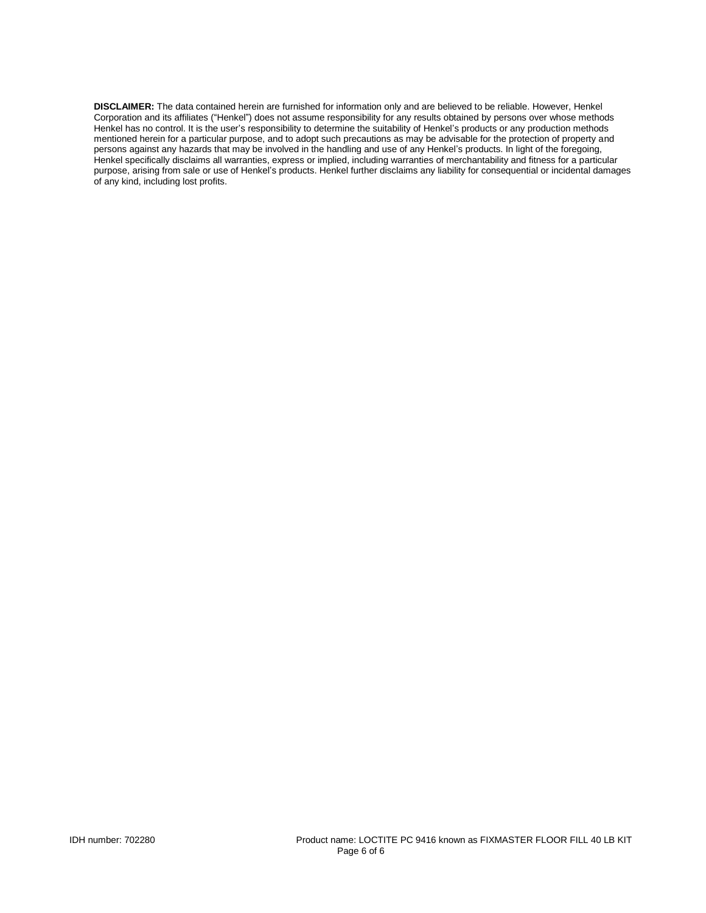**DISCLAIMER:** The data contained herein are furnished for information only and are believed to be reliable. However, Henkel Corporation and its affiliates ("Henkel") does not assume responsibility for any results obtained by persons over whose methods Henkel has no control. It is the user's responsibility to determine the suitability of Henkel's products or any production methods mentioned herein for a particular purpose, and to adopt such precautions as may be advisable for the protection of property and persons against any hazards that may be involved in the handling and use of any Henkel's products. In light of the foregoing, Henkel specifically disclaims all warranties, express or implied, including warranties of merchantability and fitness for a particular purpose, arising from sale or use of Henkel's products. Henkel further disclaims any liability for consequential or incidental damages of any kind, including lost profits.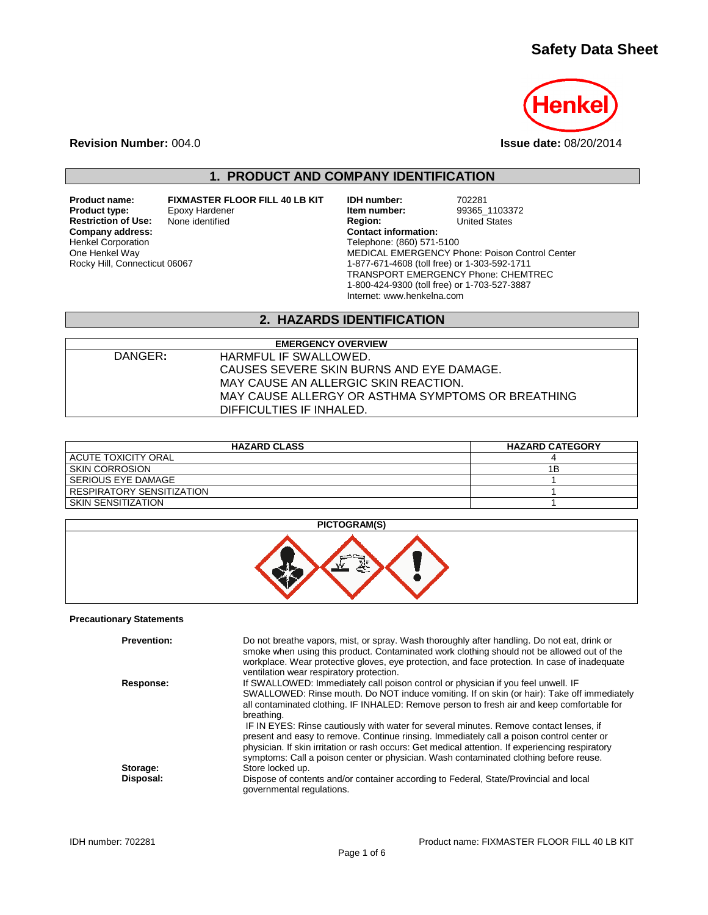# Safety Data Sheet

**Revision Number:** 004.0

**Issue date:** 08/20/2014

## 1. PRODUCT AND COMPANY IDENTIFICATION

**Product name:** FIXMASTER FLOOR FILL 40 LB KIT
**Product type:** Epoxy Hardener
**Restriction of Use:** None identified
**Company address:**
Henkel Corporation
One Henkel Way
Rocky Hill, Connecticut 06067

**IDH number:** 702281
**Item number:** 99365_1103372
**Region:** United States
**Contact information:**
Telephone: (860) 571-5100
MEDICAL EMERGENCY Phone: Poison Control Center
1-877-671-4608 (toll free) or 1-303-592-1711
TRANSPORT EMERGENCY Phone: CHEMTREC
1-800-424-9300 (toll free) or 1-703-527-3887
Internet: www.henkelna.com

## 2. HAZARDS IDENTIFICATION

| EMERGENCY OVERVIEW | |
|---|---|
| DANGER: | HARMFUL IF SWALLOWED.<br>CAUSES SEVERE SKIN BURNS AND EYE DAMAGE.<br>MAY CAUSE AN ALLERGIC SKIN REACTION.<br>MAY CAUSE ALLERGY OR ASTHMA SYMPTOMS OR BREATHING DIFFICULTIES IF INHALED. |

| HAZARD CLASS | HAZARD CATEGORY |
|---|---|
| ACUTE TOXICITY ORAL | 4 |
| SKIN CORROSION | 1B |
| SERIOUS EYE DAMAGE | 1 |
| RESPIRATORY SENSITIZATION | 1 |
| SKIN SENSITIZATION | 1 |

**PICTOGRAM(S)**

**Precautionary Statements**

**Prevention:** Do not breathe vapors, mist, or spray. Wash thoroughly after handling. Do not eat, drink or smoke when using this product. Contaminated work clothing should not be allowed out of the workplace. Wear protective gloves, eye protection, and face protection. In case of inadequate ventilation wear respiratory protection.

**Response:** If SWALLOWED: Immediately call poison control or physician if you feel unwell. IF SWALLOWED: Rinse mouth. Do NOT induce vomiting. If on skin (or hair): Take off immediately all contaminated clothing. IF INHALED: Remove person to fresh air and keep comfortable for breathing.
IF IN EYES: Rinse cautiously with water for several minutes. Remove contact lenses, if present and easy to remove. Continue rinsing. Immediately call a poison control center or physician. If skin irritation or rash occurs: Get medical attention. If experiencing respiratory symptoms: Call a poison center or physician. Wash contaminated clothing before reuse.

**Storage:** Store locked up.

**Disposal:** Dispose of contents and/or container according to Federal, State/Provincial and local governmental regulations.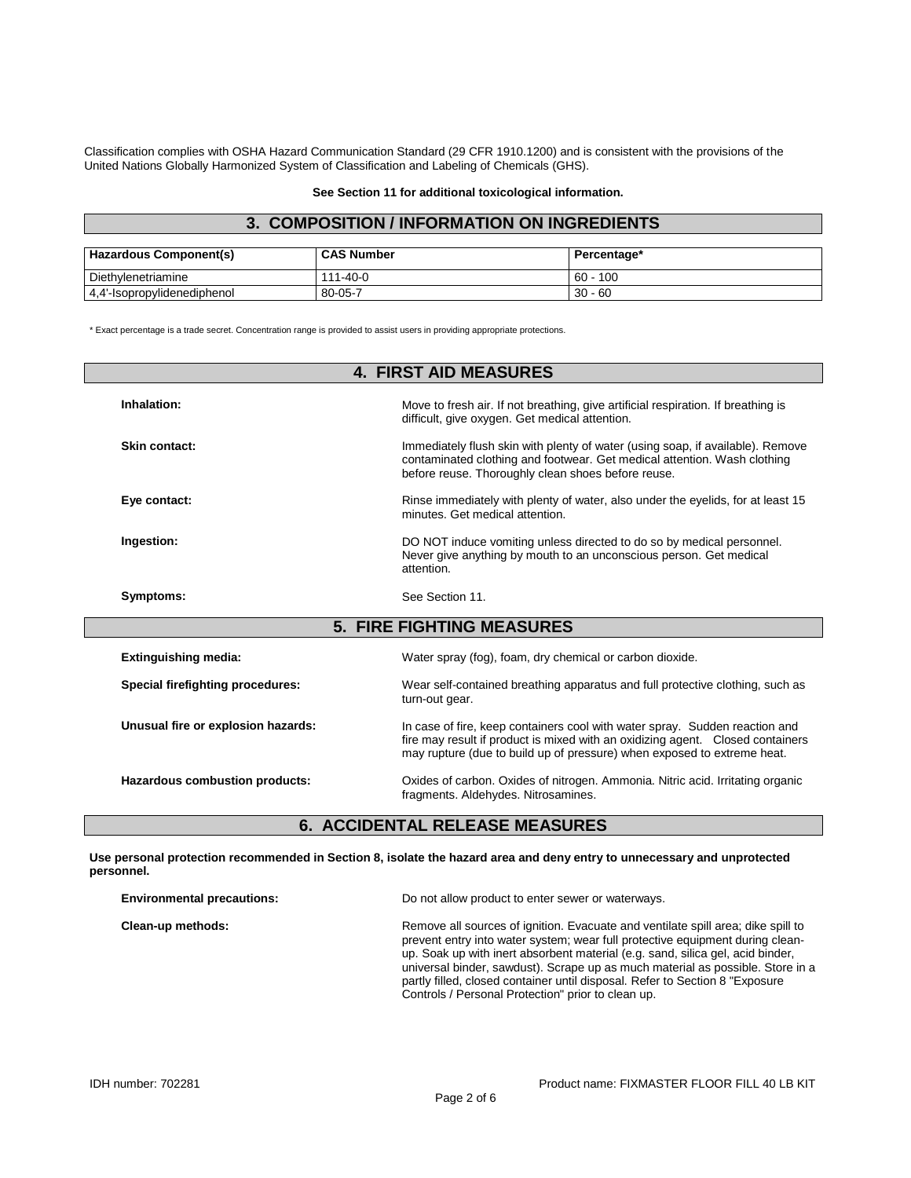Classification complies with OSHA Hazard Communication Standard (29 CFR 1910.1200) and is consistent with the provisions of the United Nations Globally Harmonized System of Classification and Labeling of Chemicals (GHS).

**See Section 11 for additional toxicological information.**

## 3. COMPOSITION / INFORMATION ON INGREDIENTS

| Hazardous Component(s) | CAS Number | Percentage* |
|---|---|---|
| Diethylenetriamine | 111-40-0 | 60 - 100 |
| 4,4'-Isopropylidenediphenol | 80-05-7 | 30 - 60 |

\* Exact percentage is a trade secret. Concentration range is provided to assist users in providing appropriate protections.

## 4. FIRST AID MEASURES

**Inhalation:** Move to fresh air. If not breathing, give artificial respiration. If breathing is difficult, give oxygen. Get medical attention.

**Skin contact:** Immediately flush skin with plenty of water (using soap, if available). Remove contaminated clothing and footwear. Get medical attention. Wash clothing before reuse. Thoroughly clean shoes before reuse.

**Eye contact:** Rinse immediately with plenty of water, also under the eyelids, for at least 15 minutes. Get medical attention.

**Ingestion:** DO NOT induce vomiting unless directed to do so by medical personnel. Never give anything by mouth to an unconscious person. Get medical attention.

**Symptoms:** See Section 11.

## 5. FIRE FIGHTING MEASURES

**Extinguishing media:** Water spray (fog), foam, dry chemical or carbon dioxide.

**Special firefighting procedures:** Wear self-contained breathing apparatus and full protective clothing, such as turn-out gear.

**Unusual fire or explosion hazards:** In case of fire, keep containers cool with water spray. Sudden reaction and fire may result if product is mixed with an oxidizing agent. Closed containers may rupture (due to build up of pressure) when exposed to extreme heat.

**Hazardous combustion products:** Oxides of carbon. Oxides of nitrogen. Ammonia. Nitric acid. Irritating organic fragments. Aldehydes. Nitrosamines.

## 6. ACCIDENTAL RELEASE MEASURES

**Use personal protection recommended in Section 8, isolate the hazard area and deny entry to unnecessary and unprotected personnel.**

**Environmental precautions:** Do not allow product to enter sewer or waterways.

**Clean-up methods:** Remove all sources of ignition. Evacuate and ventilate spill area; dike spill to prevent entry into water system; wear full protective equipment during clean-up. Soak up with inert absorbent material (e.g. sand, silica gel, acid binder, universal binder, sawdust). Scrape up as much material as possible. Store in a partly filled, closed container until disposal. Refer to Section 8 "Exposure Controls / Personal Protection" prior to clean up.

IDH number: 702281

Product name: FIXMASTER FLOOR FILL 40 LB KIT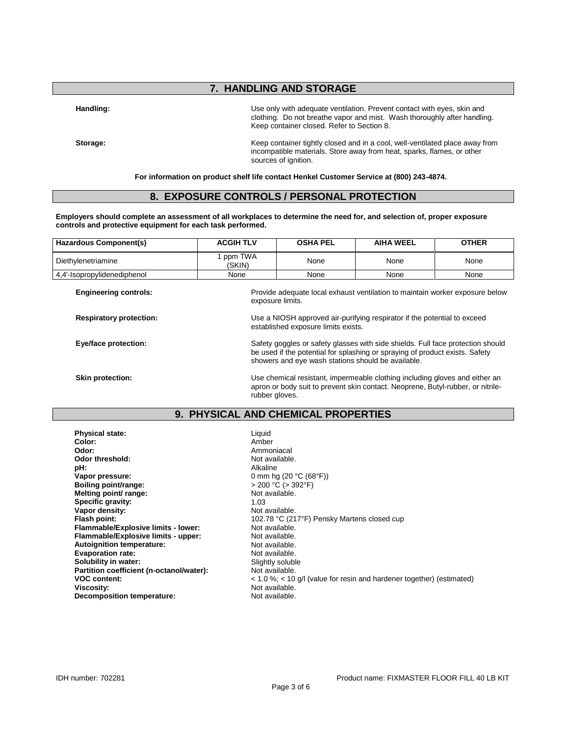## 7. HANDLING AND STORAGE

**Handling:** Use only with adequate ventilation. Prevent contact with eyes, skin and clothing. Do not breathe vapor and mist. Wash thoroughly after handling. Keep container closed. Refer to Section 8.

**Storage:** Keep container tightly closed and in a cool, well-ventilated place away from incompatible materials. Store away from heat, sparks, flames, or other sources of ignition.

**For information on product shelf life contact Henkel Customer Service at (800) 243-4874.**

## 8. EXPOSURE CONTROLS / PERSONAL PROTECTION

**Employers should complete an assessment of all workplaces to determine the need for, and selection of, proper exposure controls and protective equipment for each task performed.**

| Hazardous Component(s) | ACGIH TLV | OSHA PEL | AIHA WEEL | OTHER |
|---|---|---|---|---|
| Diethylenetriamine | 1 ppm TWA (SKIN) | None | None | None |
| 4,4'-Isopropylidenediphenol | None | None | None | None |

**Engineering controls:** Provide adequate local exhaust ventilation to maintain worker exposure below exposure limits.

**Respiratory protection:** Use a NIOSH approved air-purifying respirator if the potential to exceed established exposure limits exists.

**Eye/face protection:** Safety goggles or safety glasses with side shields. Full face protection should be used if the potential for splashing or spraying of product exists. Safety showers and eye wash stations should be available.

**Skin protection:** Use chemical resistant, impermeable clothing including gloves and either an apron or body suit to prevent skin contact. Neoprene, Butyl-rubber, or nitrile-rubber gloves.

## 9. PHYSICAL AND CHEMICAL PROPERTIES

**Physical state:** Liquid
**Color:** Amber
**Odor:** Ammoniacal
**Odor threshold:** Not available.
**pH:** Alkaline
**Vapor pressure:** 0 mm hg (20 °C (68°F))
**Boiling point/range:** > 200 °C (> 392°F)
**Melting point/ range:** Not available.
**Specific gravity:** 1.03
**Vapor density:** Not available.
**Flash point:** 102.78 °C (217°F) Pensky Martens closed cup
**Flammable/Explosive limits - lower:** Not available.
**Flammable/Explosive limits - upper:** Not available.
**Autoignition temperature:** Not available.
**Evaporation rate:** Not available.
**Solubility in water:** Slightly soluble
**Partition coefficient (n-octanol/water):** Not available.
**VOC content:** < 1.0 %; < 10 g/l (value for resin and hardener together) (estimated)
**Viscosity:** Not available.
**Decomposition temperature:** Not available.

IDH number: 702281 Product name: FIXMASTER FLOOR FILL 40 LB KIT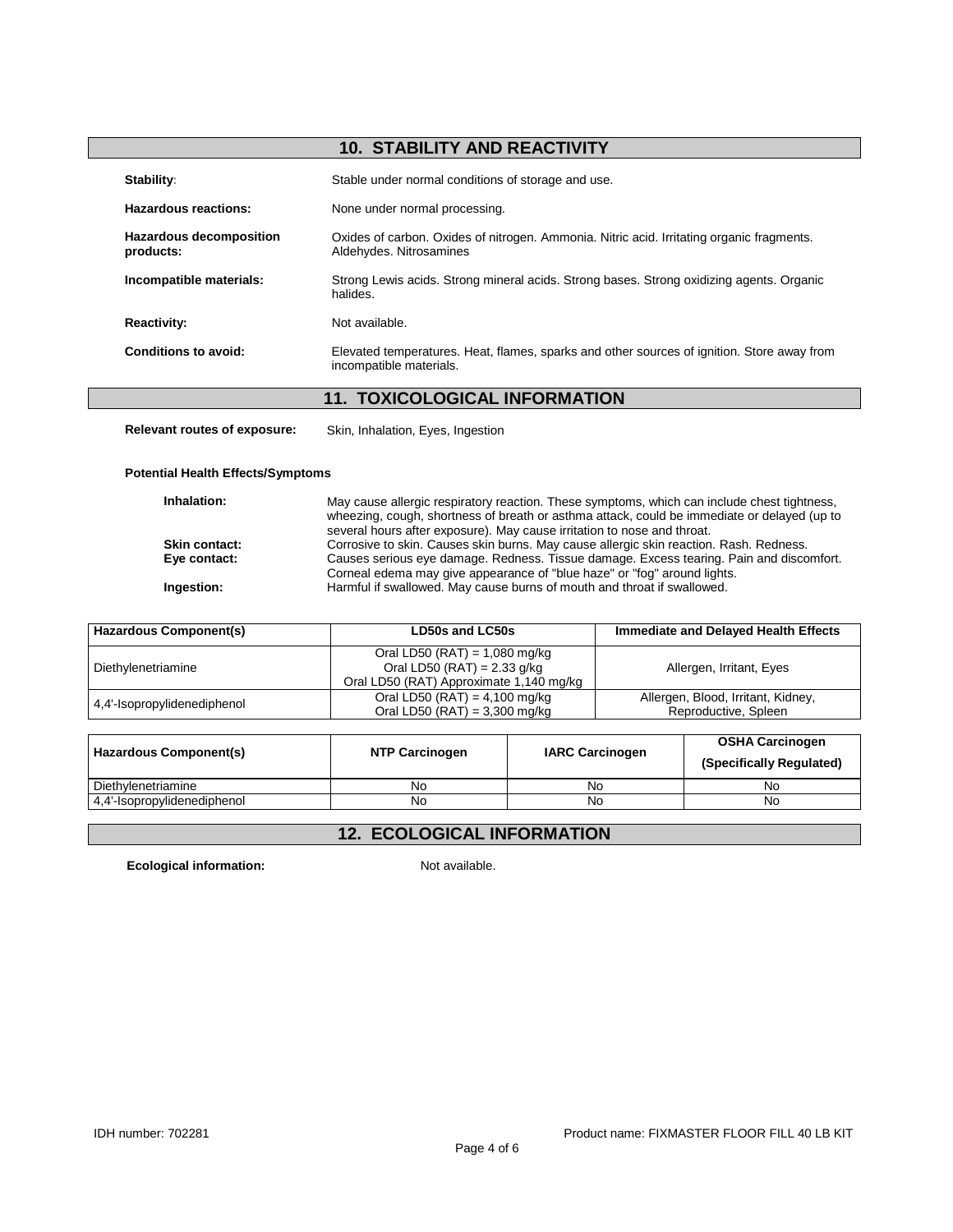## 10. STABILITY AND REACTIVITY

**Stability:** Stable under normal conditions of storage and use.

**Hazardous reactions:** None under normal processing.

**Hazardous decomposition products:** Oxides of carbon. Oxides of nitrogen. Ammonia. Nitric acid. Irritating organic fragments. Aldehydes. Nitrosamines

**Incompatible materials:** Strong Lewis acids. Strong mineral acids. Strong bases. Strong oxidizing agents. Organic halides.

**Reactivity:** Not available.

**Conditions to avoid:** Elevated temperatures. Heat, flames, sparks and other sources of ignition. Store away from incompatible materials.

## 11. TOXICOLOGICAL INFORMATION

**Relevant routes of exposure:** Skin, Inhalation, Eyes, Ingestion

**Potential Health Effects/Symptoms**

**Inhalation:** May cause allergic respiratory reaction. These symptoms, which can include chest tightness, wheezing, cough, shortness of breath or asthma attack, could be immediate or delayed (up to several hours after exposure). May cause irritation to nose and throat.

**Skin contact:** Corrosive to skin. Causes skin burns. May cause allergic skin reaction. Rash. Redness.

**Eye contact:** Causes serious eye damage. Redness. Tissue damage. Excess tearing. Pain and discomfort. Corneal edema may give appearance of "blue haze" or "fog" around lights.

**Ingestion:** Harmful if swallowed. May cause burns of mouth and throat if swallowed.

| Hazardous Component(s) | LD50s and LC50s | Immediate and Delayed Health Effects |
|---|---|---|
| Diethylenetriamine | Oral LD50 (RAT) = 1,080 mg/kg<br>Oral LD50 (RAT) = 2.33 g/kg<br>Oral LD50 (RAT) Approximate 1,140 mg/kg | Allergen, Irritant, Eyes |
| 4,4'-Isopropylidenediphenol | Oral LD50 (RAT) = 4,100 mg/kg<br>Oral LD50 (RAT) = 3,300 mg/kg | Allergen, Blood, Irritant, Kidney, Reproductive, Spleen |

| Hazardous Component(s) | NTP Carcinogen | IARC Carcinogen | OSHA Carcinogen (Specifically Regulated) |
|---|---|---|---|
| Diethylenetriamine | No | No | No |
| 4,4'-Isopropylidenediphenol | No | No | No |

## 12. ECOLOGICAL INFORMATION

**Ecological information:** Not available.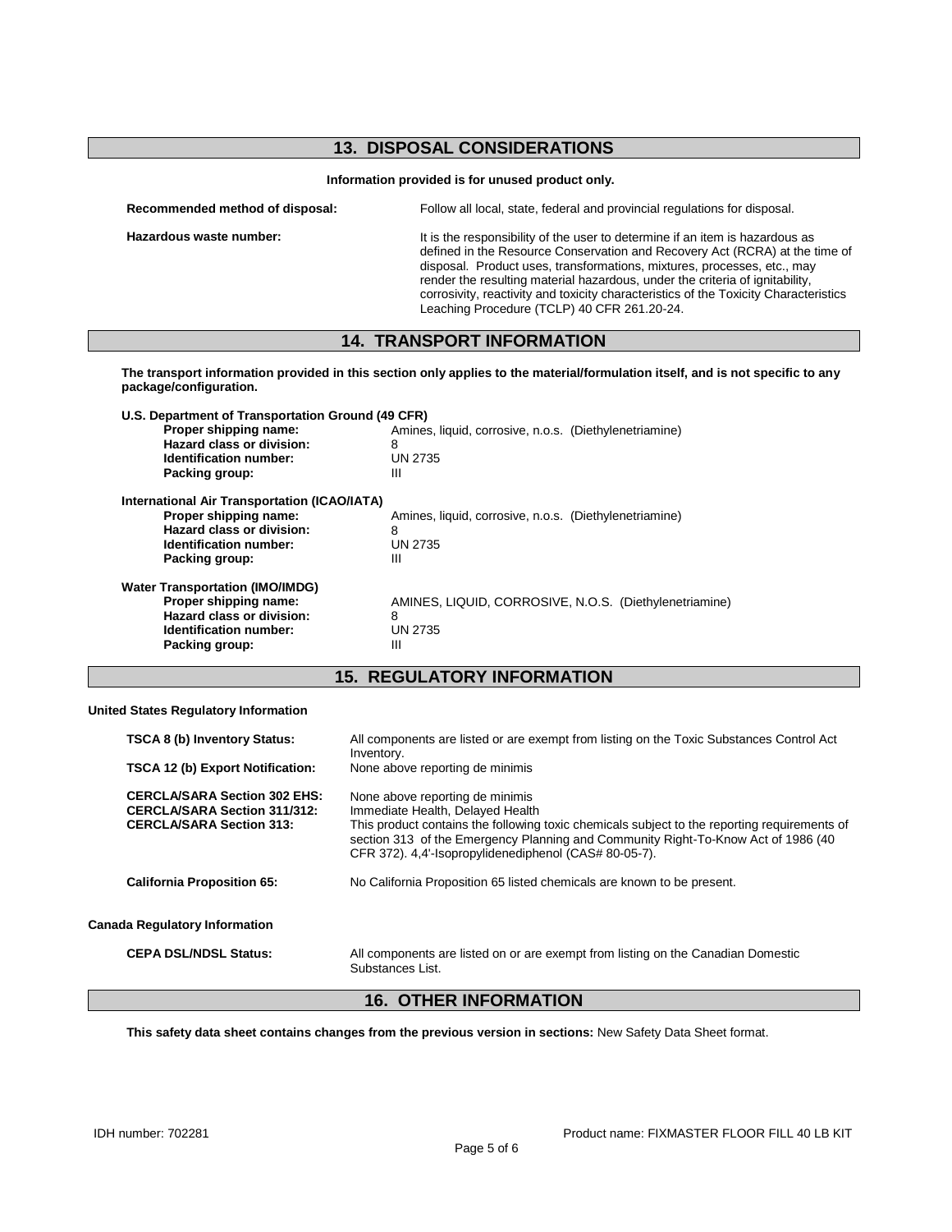## 13. DISPOSAL CONSIDERATIONS

**Information provided is for unused product only.**

| | |
|---|---|
| **Recommended method of disposal:** | Follow all local, state, federal and provincial regulations for disposal. |
| **Hazardous waste number:** | It is the responsibility of the user to determine if an item is hazardous as defined in the Resource Conservation and Recovery Act (RCRA) at the time of disposal. Product uses, transformations, mixtures, processes, etc., may render the resulting material hazardous, under the criteria of ignitability, corrosivity, reactivity and toxicity characteristics of the Toxicity Characteristics Leaching Procedure (TCLP) 40 CFR 261.20-24. |

## 14. TRANSPORT INFORMATION

**The transport information provided in this section only applies to the material/formulation itself, and is not specific to any package/configuration.**

**U.S. Department of Transportation Ground (49 CFR)**

| | |
|---|---|
| **Proper shipping name:** | Amines, liquid, corrosive, n.o.s. (Diethylenetriamine) |
| **Hazard class or division:** | 8 |
| **Identification number:** | UN 2735 |
| **Packing group:** | III |

**International Air Transportation (ICAO/IATA)**

| | |
|---|---|
| **Proper shipping name:** | Amines, liquid, corrosive, n.o.s. (Diethylenetriamine) |
| **Hazard class or division:** | 8 |
| **Identification number:** | UN 2735 |
| **Packing group:** | III |

**Water Transportation (IMO/IMDG)**

| | |
|---|---|
| **Proper shipping name:** | AMINES, LIQUID, CORROSIVE, N.O.S. (Diethylenetriamine) |
| **Hazard class or division:** | 8 |
| **Identification number:** | UN 2735 |
| **Packing group:** | III |

## 15. REGULATORY INFORMATION

**United States Regulatory Information**

| | |
|---|---|
| **TSCA 8 (b) Inventory Status:** | All components are listed or are exempt from listing on the Toxic Substances Control Act Inventory. |
| **TSCA 12 (b) Export Notification:** | None above reporting de minimis |
| **CERCLA/SARA Section 302 EHS:** | None above reporting de minimis |
| **CERCLA/SARA Section 311/312:** | Immediate Health, Delayed Health |
| **CERCLA/SARA Section 313:** | This product contains the following toxic chemicals subject to the reporting requirements of section 313 of the Emergency Planning and Community Right-To-Know Act of 1986 (40 CFR 372). 4,4'-Isopropylidenediphenol (CAS# 80-05-7). |
| **California Proposition 65:** | No California Proposition 65 listed chemicals are known to be present. |

**Canada Regulatory Information**

| | |
|---|---|
| **CEPA DSL/NDSL Status:** | All components are listed on or are exempt from listing on the Canadian Domestic Substances List. |

## 16. OTHER INFORMATION

**This safety data sheet contains changes from the previous version in sections:** New Safety Data Sheet format.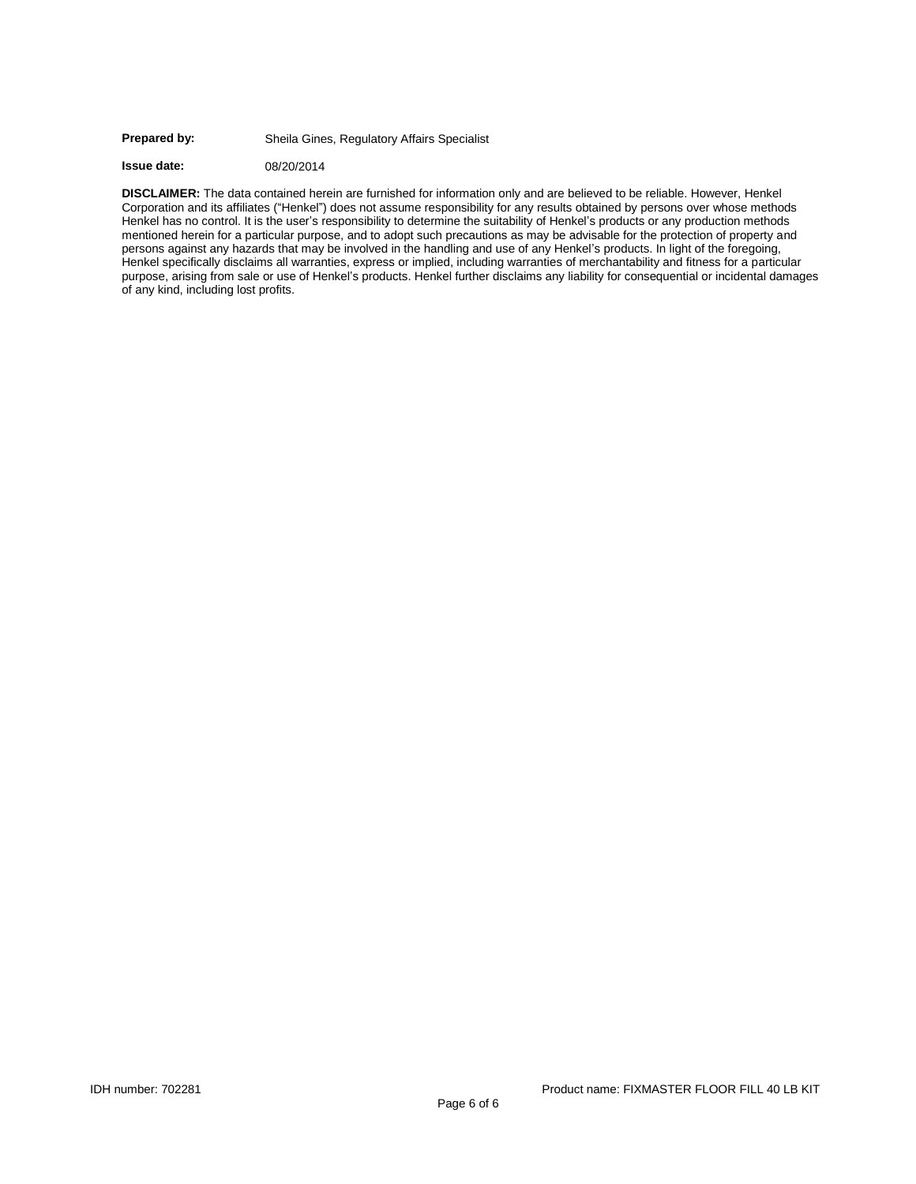**Prepared by:** Sheila Gines, Regulatory Affairs Specialist

**Issue date:** 08/20/2014

**DISCLAIMER:** The data contained herein are furnished for information only and are believed to be reliable. However, Henkel Corporation and its affiliates ("Henkel") does not assume responsibility for any results obtained by persons over whose methods Henkel has no control. It is the user's responsibility to determine the suitability of Henkel's products or any production methods mentioned herein for a particular purpose, and to adopt such precautions as may be advisable for the protection of property and persons against any hazards that may be involved in the handling and use of any Henkel's products. In light of the foregoing, Henkel specifically disclaims all warranties, express or implied, including warranties of merchantability and fitness for a particular purpose, arising from sale or use of Henkel's products. Henkel further disclaims any liability for consequential or incidental damages of any kind, including lost profits.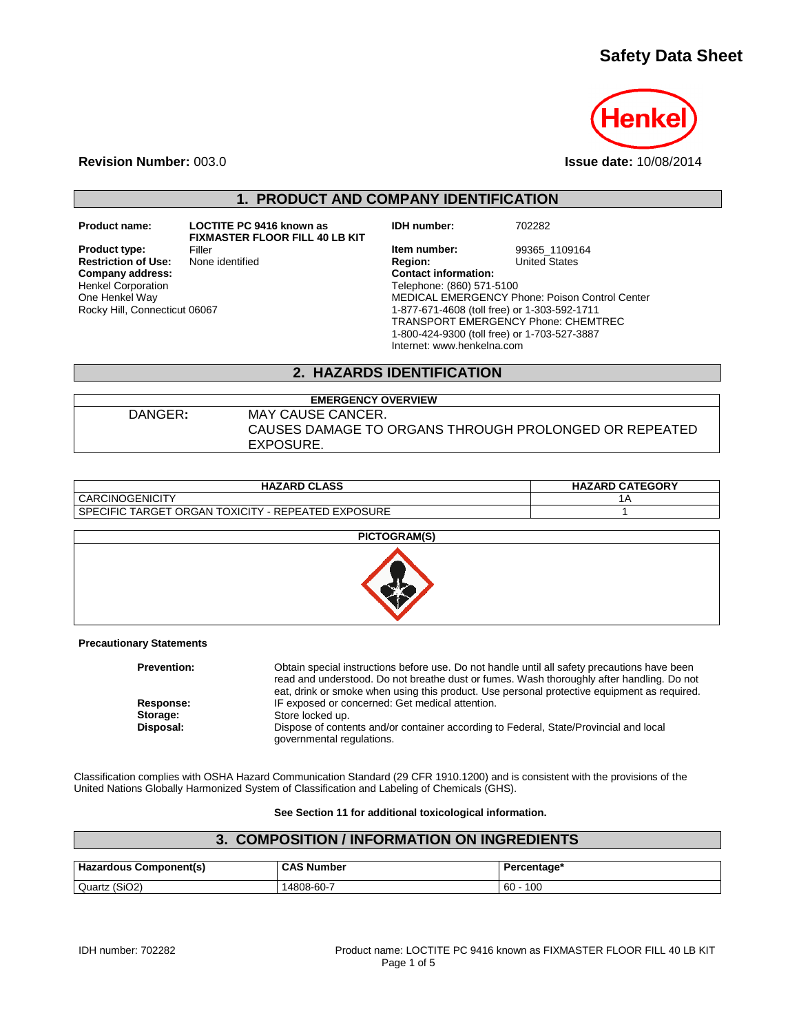# Safety Data Sheet

**Revision Number:** 003.0

**Issue date:** 10/08/2014

## 1. PRODUCT AND COMPANY IDENTIFICATION

**Product name:** LOCTITE PC 9416 known as FIXMASTER FLOOR FILL 40 LB KIT

**Product type:** Filler

**Restriction of Use:** None identified

**Company address:**
Henkel Corporation
One Henkel Way
Rocky Hill, Connecticut 06067

**IDH number:** 702282

**Item number:** 99365_1109164

**Region:** United States

**Contact information:**
Telephone: (860) 571-5100
MEDICAL EMERGENCY Phone: Poison Control Center
1-877-671-4608 (toll free) or 1-303-592-1711
TRANSPORT EMERGENCY Phone: CHEMTREC
1-800-424-9300 (toll free) or 1-703-527-3887
Internet: www.henkelna.com

## 2. HAZARDS IDENTIFICATION

| EMERGENCY OVERVIEW | |
|---|---|
| DANGER: | MAY CAUSE CANCER. CAUSES DAMAGE TO ORGANS THROUGH PROLONGED OR REPEATED EXPOSURE. |

| HAZARD CLASS | HAZARD CATEGORY |
|---|---|
| CARCINOGENICITY | 1A |
| SPECIFIC TARGET ORGAN TOXICITY - REPEATED EXPOSURE | 1 |

**PICTOGRAM(S)**

**Precautionary Statements**

**Prevention:** Obtain special instructions before use. Do not handle until all safety precautions have been read and understood. Do not breathe dust or fumes. Wash thoroughly after handling. Do not eat, drink or smoke when using this product. Use personal protective equipment as required.

**Response:** IF exposed or concerned: Get medical attention.

**Storage:** Store locked up.

**Disposal:** Dispose of contents and/or container according to Federal, State/Provincial and local governmental regulations.

Classification complies with OSHA Hazard Communication Standard (29 CFR 1910.1200) and is consistent with the provisions of the United Nations Globally Harmonized System of Classification and Labeling of Chemicals (GHS).

**See Section 11 for additional toxicological information.**

## 3. COMPOSITION / INFORMATION ON INGREDIENTS

| Hazardous Component(s) | CAS Number | Percentage* |
|---|---|---|
| Quartz ($SiO_2$) | 14808-60-7 | 60 - 100 |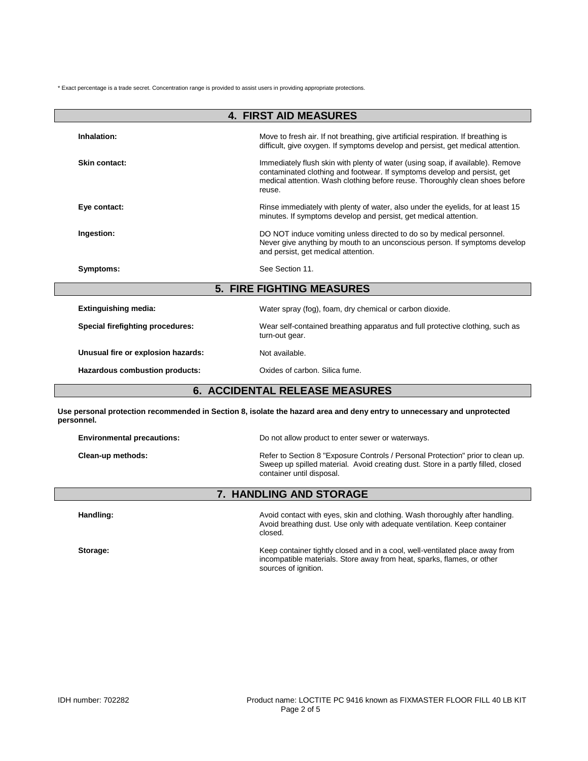* Exact percentage is a trade secret. Concentration range is provided to assist users in providing appropriate protections.

## 4. FIRST AID MEASURES

**Inhalation:** Move to fresh air. If not breathing, give artificial respiration. If breathing is difficult, give oxygen. If symptoms develop and persist, get medical attention.

**Skin contact:** Immediately flush skin with plenty of water (using soap, if available). Remove contaminated clothing and footwear. If symptoms develop and persist, get medical attention. Wash clothing before reuse. Thoroughly clean shoes before reuse.

**Eye contact:** Rinse immediately with plenty of water, also under the eyelids, for at least 15 minutes. If symptoms develop and persist, get medical attention.

**Ingestion:** DO NOT induce vomiting unless directed to do so by medical personnel. Never give anything by mouth to an unconscious person. If symptoms develop and persist, get medical attention.

**Symptoms:** See Section 11.

## 5. FIRE FIGHTING MEASURES

**Extinguishing media:** Water spray (fog), foam, dry chemical or carbon dioxide.

**Special firefighting procedures:** Wear self-contained breathing apparatus and full protective clothing, such as turn-out gear.

**Unusual fire or explosion hazards:** Not available.

**Hazardous combustion products:** Oxides of carbon. Silica fume.

## 6. ACCIDENTAL RELEASE MEASURES

**Use personal protection recommended in Section 8, isolate the hazard area and deny entry to unnecessary and unprotected personnel.**

**Environmental precautions:** Do not allow product to enter sewer or waterways.

**Clean-up methods:** Refer to Section 8 "Exposure Controls / Personal Protection" prior to clean up. Sweep up spilled material. Avoid creating dust. Store in a partly filled, closed container until disposal.

## 7. HANDLING AND STORAGE

**Handling:** Avoid contact with eyes, skin and clothing. Wash thoroughly after handling. Avoid breathing dust. Use only with adequate ventilation. Keep container closed.

**Storage:** Keep container tightly closed and in a cool, well-ventilated place away from incompatible materials. Store away from heat, sparks, flames, or other sources of ignition.

IDH number: 702282 Product name: LOCTITE PC 9416 known as FIXMASTER FLOOR FILL 40 LB KIT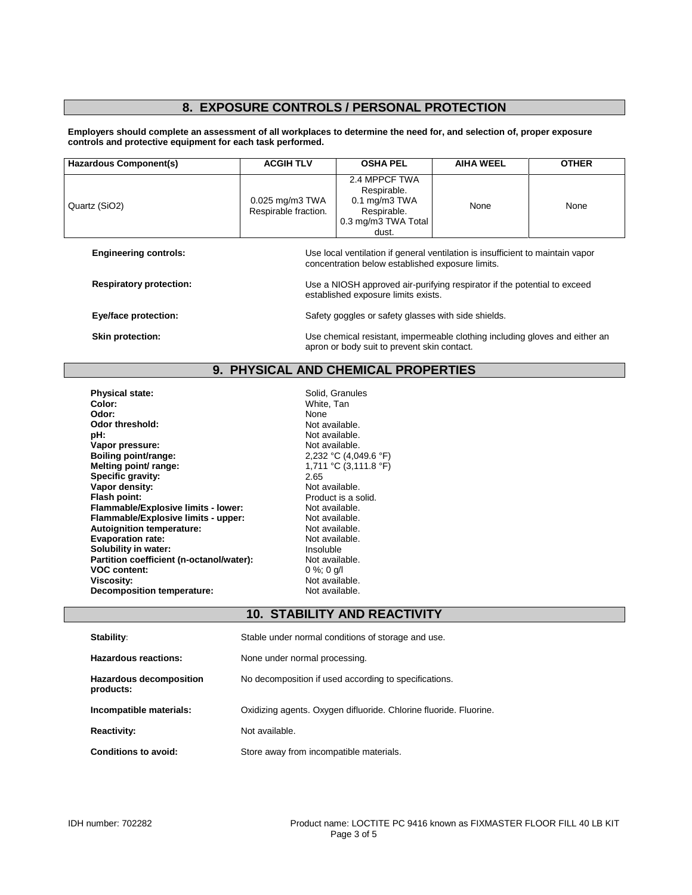## 8. EXPOSURE CONTROLS / PERSONAL PROTECTION

**Employers should complete an assessment of all workplaces to determine the need for, and selection of, proper exposure controls and protective equipment for each task performed.**

| Hazardous Component(s) | ACGIH TLV | OSHA PEL | AIHA WEEL | OTHER |
|---|---|---|---|---|
| Quartz ($SiO_2$) | 0.025 mg/m3 TWA Respirable fraction. | 2.4 MPPCF TWA Respirable. 0.1 mg/m3 TWA Respirable. 0.3 mg/m3 TWA Total dust. | None | None |

**Engineering controls:** Use local ventilation if general ventilation is insufficient to maintain vapor concentration below established exposure limits.

**Respiratory protection:** Use a NIOSH approved air-purifying respirator if the potential to exceed established exposure limits exists.

**Eye/face protection:** Safety goggles or safety glasses with side shields.

**Skin protection:** Use chemical resistant, impermeable clothing including gloves and either an apron or body suit to prevent skin contact.

## 9. PHYSICAL AND CHEMICAL PROPERTIES

**Physical state:** Solid, Granules
**Color:** White, Tan
**Odor:** None
**Odor threshold:** Not available.
**pH:** Not available.
**Vapor pressure:** Not available.
**Boiling point/range:** 2,232 °C (4,049.6 °F)
**Melting point/ range:** 1,711 °C (3,111.8 °F)
**Specific gravity:** 2.65
**Vapor density:** Not available.
**Flash point:** Product is a solid.
**Flammable/Explosive limits - lower:** Not available.
**Flammable/Explosive limits - upper:** Not available.
**Autoignition temperature:** Not available.
**Evaporation rate:** Not available.
**Solubility in water:** Insoluble
**Partition coefficient (n-octanol/water):** Not available.
**VOC content:** 0 %; 0 g/l
**Viscosity:** Not available.
**Decomposition temperature:** Not available.

## 10. STABILITY AND REACTIVITY

**Stability:** Stable under normal conditions of storage and use.

**Hazardous reactions:** None under normal processing.

**Hazardous decomposition products:** No decomposition if used according to specifications.

**Incompatible materials:** Oxidizing agents. Oxygen difluoride. Chlorine fluoride. Fluorine.

**Reactivity:** Not available.

**Conditions to avoid:** Store away from incompatible materials.

IDH number: 702282 Product name: LOCTITE PC 9416 known as FIXMASTER FLOOR FILL 40 LB KIT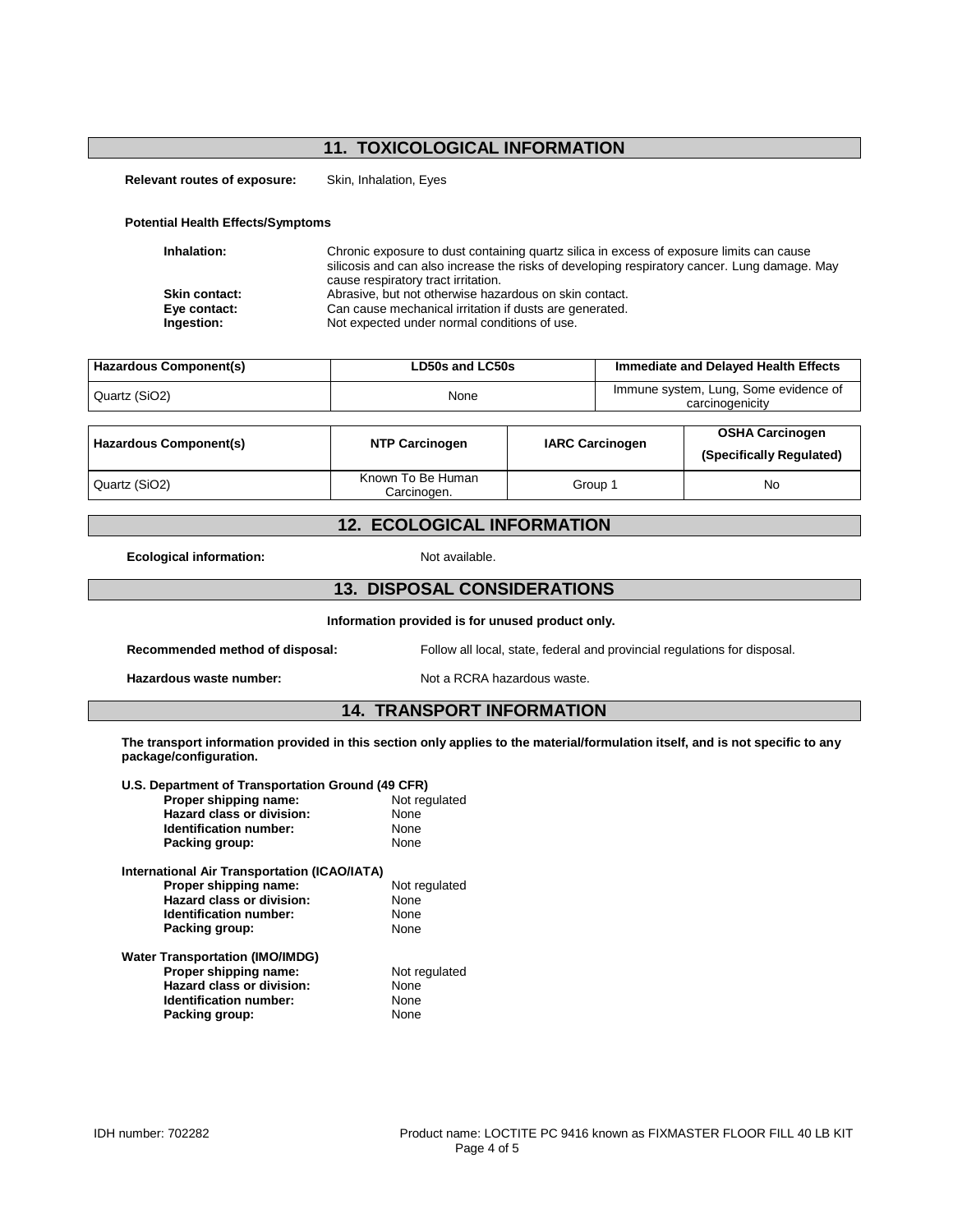## 11. TOXICOLOGICAL INFORMATION

**Relevant routes of exposure:** Skin, Inhalation, Eyes

**Potential Health Effects/Symptoms**

**Inhalation:** Chronic exposure to dust containing quartz silica in excess of exposure limits can cause silicosis and can also increase the risks of developing respiratory cancer. Lung damage. May cause respiratory tract irritation.

**Skin contact:** Abrasive, but not otherwise hazardous on skin contact.

**Eye contact:** Can cause mechanical irritation if dusts are generated.

**Ingestion:** Not expected under normal conditions of use.

| Hazardous Component(s) | LD50s and LC50s | Immediate and Delayed Health Effects |
|---|---|---|
| Quartz ($SiO_2$) | None | Immune system, Lung, Some evidence of carcinogenicity |

| Hazardous Component(s) | NTP Carcinogen | IARC Carcinogen | OSHA Carcinogen (Specifically Regulated) |
|---|---|---|---|
| Quartz ($SiO_2$) | Known To Be Human Carcinogen. | Group 1 | No |

## 12. ECOLOGICAL INFORMATION

**Ecological information:** Not available.

## 13. DISPOSAL CONSIDERATIONS

**Information provided is for unused product only.**

**Recommended method of disposal:** Follow all local, state, federal and provincial regulations for disposal.

**Hazardous waste number:** Not a RCRA hazardous waste.

## 14. TRANSPORT INFORMATION

**The transport information provided in this section only applies to the material/formulation itself, and is not specific to any package/configuration.**

**U.S. Department of Transportation Ground (49 CFR)**

- **Proper shipping name:** Not regulated
- **Hazard class or division:** None
- **Identification number:** None
- **Packing group:** None

**International Air Transportation (ICAO/IATA)**

- **Proper shipping name:** Not regulated
- **Hazard class or division:** None
- **Identification number:** None
- **Packing group:** None

**Water Transportation (IMO/IMDG)**

- **Proper shipping name:** Not regulated
- **Hazard class or division:** None
- **Identification number:** None
- **Packing group:** None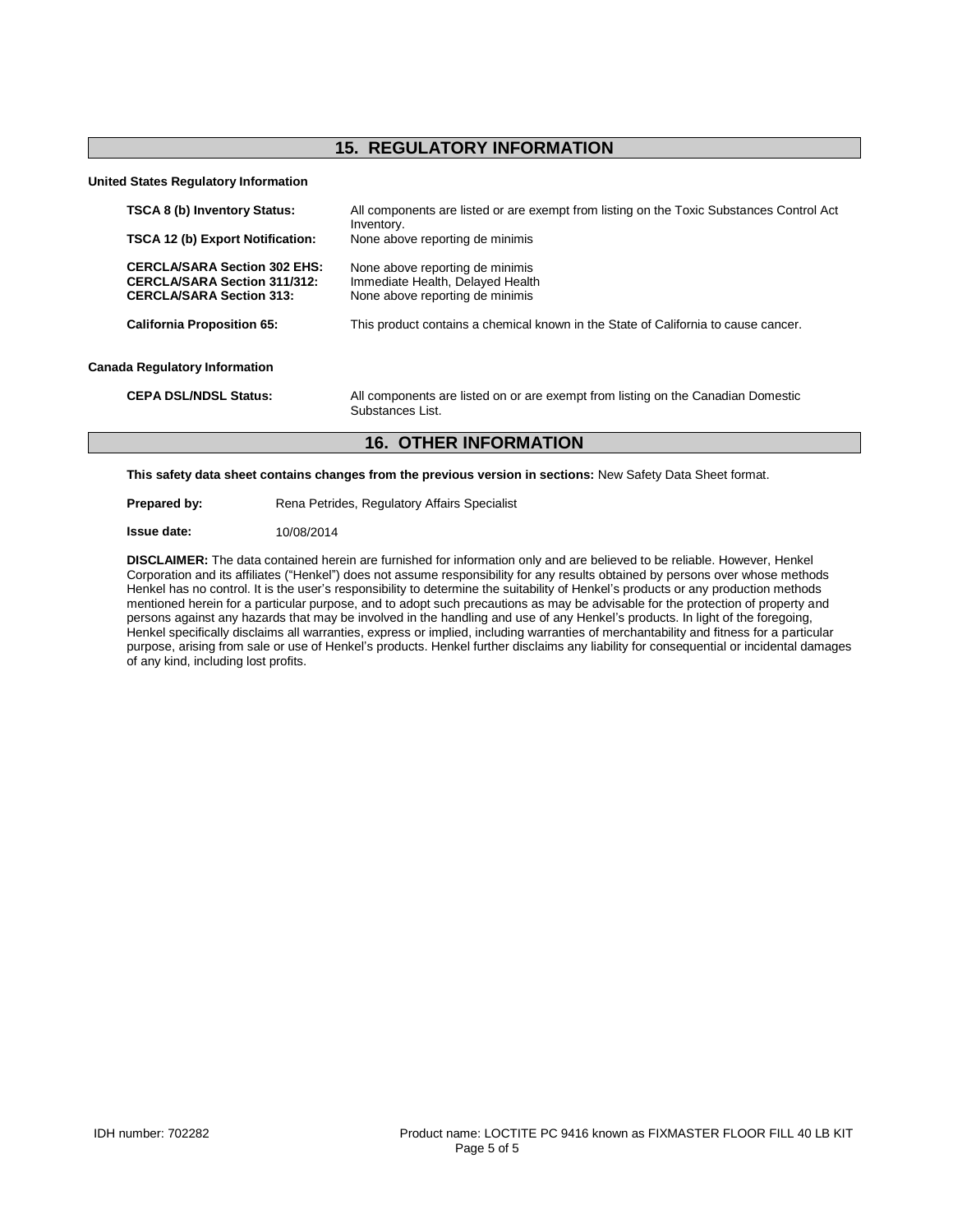## 15. REGULATORY INFORMATION

**United States Regulatory Information**

| | |
|---|---|
| **TSCA 8 (b) Inventory Status:** | All components are listed or are exempt from listing on the Toxic Substances Control Act Inventory. |
| **TSCA 12 (b) Export Notification:** | None above reporting de minimis |
| **CERCLA/SARA Section 302 EHS:** | None above reporting de minimis |
| **CERCLA/SARA Section 311/312:** | Immediate Health, Delayed Health |
| **CERCLA/SARA Section 313:** | None above reporting de minimis |
| **California Proposition 65:** | This product contains a chemical known in the State of California to cause cancer. |

**Canada Regulatory Information**

| | |
|---|---|
| **CEPA DSL/NDSL Status:** | All components are listed on or are exempt from listing on the Canadian Domestic Substances List. |

## 16. OTHER INFORMATION

**This safety data sheet contains changes from the previous version in sections:** New Safety Data Sheet format.

**Prepared by:** Rena Petrides, Regulatory Affairs Specialist

**Issue date:** 10/08/2014

**DISCLAIMER:** The data contained herein are furnished for information only and are believed to be reliable. However, Henkel Corporation and its affiliates ("Henkel") does not assume responsibility for any results obtained by persons over whose methods Henkel has no control. It is the user's responsibility to determine the suitability of Henkel's products or any production methods mentioned herein for a particular purpose, and to adopt such precautions as may be advisable for the protection of property and persons against any hazards that may be involved in the handling and use of any Henkel's products. In light of the foregoing, Henkel specifically disclaims all warranties, express or implied, including warranties of merchantability and fitness for a particular purpose, arising from sale or use of Henkel's products. Henkel further disclaims any liability for consequential or incidental damages of any kind, including lost profits.